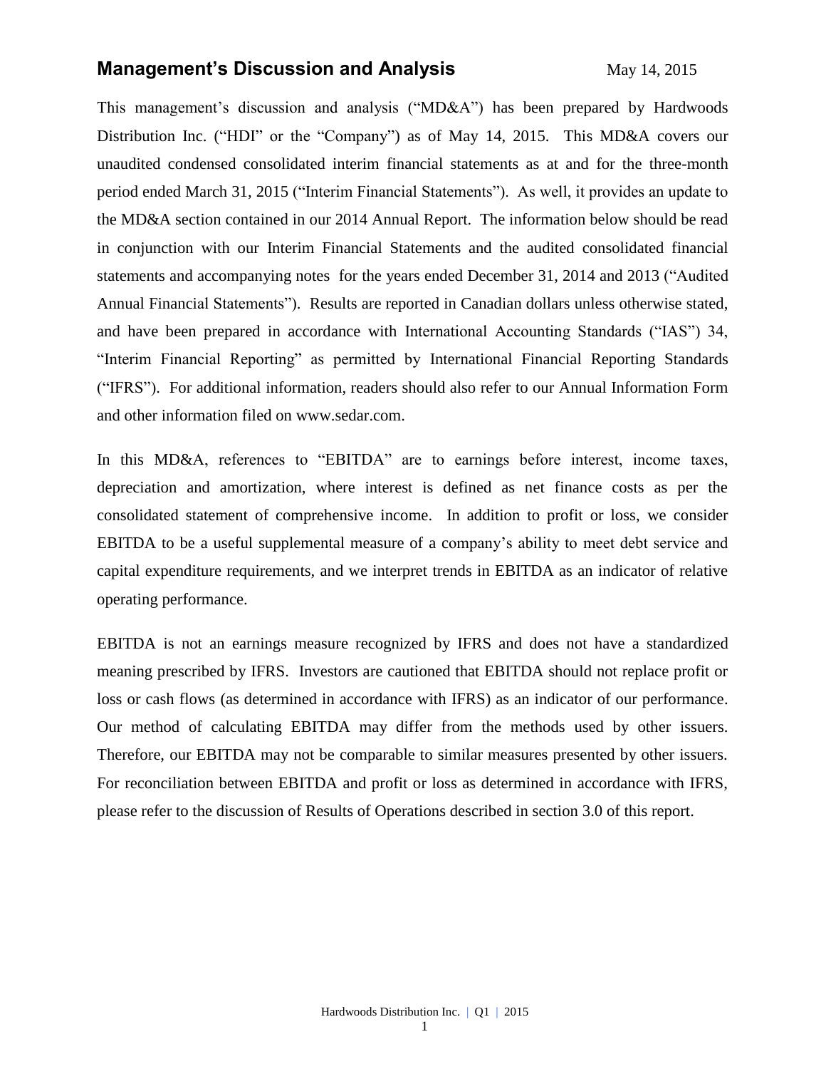# Management's Discussion and Analysis

May 14, 2015

This management's discussion and analysis ("MD&A") has been prepared by Hardwoods Distribution Inc. ("HDI" or the "Company") as of May 14, 2015. This MD&A covers our unaudited condensed consolidated interim financial statements as at and for the three-month period ended March 31, 2015 ("Interim Financial Statements"). As well, it provides an update to the MD&A section contained in our 2014 Annual Report. The information below should be read in conjunction with our Interim Financial Statements and the audited consolidated financial statements and accompanying notes for the years ended December 31, 2014 and 2013 ("Audited Annual Financial Statements"). Results are reported in Canadian dollars unless otherwise stated, and have been prepared in accordance with International Accounting Standards ("IAS") 34, "Interim Financial Reporting" as permitted by International Financial Reporting Standards ("IFRS"). For additional information, readers should also refer to our Annual Information Form and other information filed on www.sedar.com.

In this MD&A, references to "EBITDA" are to earnings before interest, income taxes, depreciation and amortization, where interest is defined as net finance costs as per the consolidated statement of comprehensive income. In addition to profit or loss, we consider EBITDA to be a useful supplemental measure of a company's ability to meet debt service and capital expenditure requirements, and we interpret trends in EBITDA as an indicator of relative operating performance.

EBITDA is not an earnings measure recognized by IFRS and does not have a standardized meaning prescribed by IFRS. Investors are cautioned that EBITDA should not replace profit or loss or cash flows (as determined in accordance with IFRS) as an indicator of our performance. Our method of calculating EBITDA may differ from the methods used by other issuers. Therefore, our EBITDA may not be comparable to similar measures presented by other issuers. For reconciliation between EBITDA and profit or loss as determined in accordance with IFRS, please refer to the discussion of Results of Operations described in section 3.0 of this report.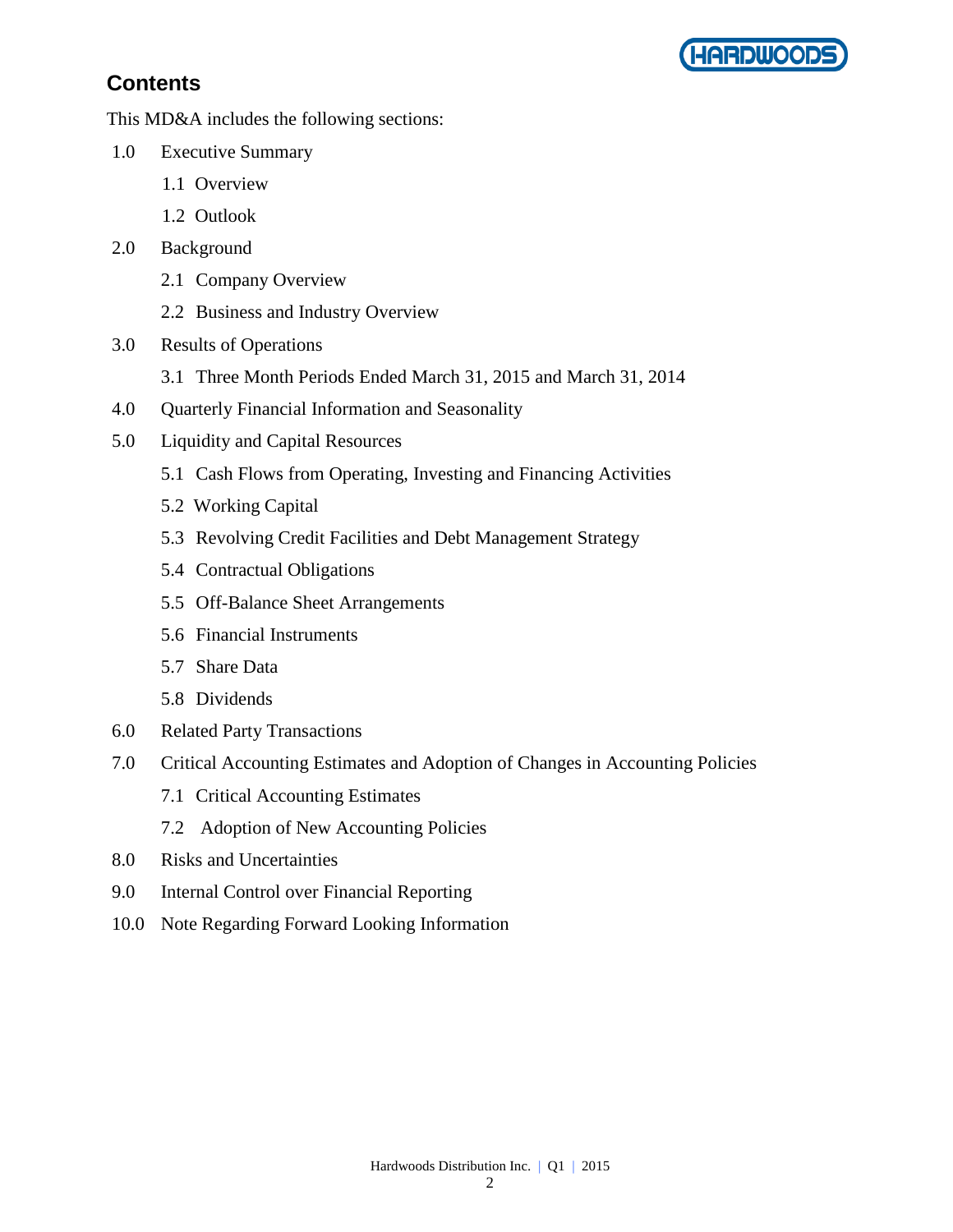## Contents

This MD&A includes the following sections:

1.0 Executive Summary
- 1.1 Overview
- 1.2 Outlook

2.0 Background
- 2.1 Company Overview
- 2.2 Business and Industry Overview

3.0 Results of Operations
- 3.1 Three Month Periods Ended March 31, 2015 and March 31, 2014

4.0 Quarterly Financial Information and Seasonality

5.0 Liquidity and Capital Resources
- 5.1 Cash Flows from Operating, Investing and Financing Activities
- 5.2 Working Capital
- 5.3 Revolving Credit Facilities and Debt Management Strategy
- 5.4 Contractual Obligations
- 5.5 Off-Balance Sheet Arrangements
- 5.6 Financial Instruments
- 5.7 Share Data
- 5.8 Dividends

6.0 Related Party Transactions

7.0 Critical Accounting Estimates and Adoption of Changes in Accounting Policies
- 7.1 Critical Accounting Estimates
- 7.2 Adoption of New Accounting Policies

8.0 Risks and Uncertainties

9.0 Internal Control over Financial Reporting

10.0 Note Regarding Forward Looking Information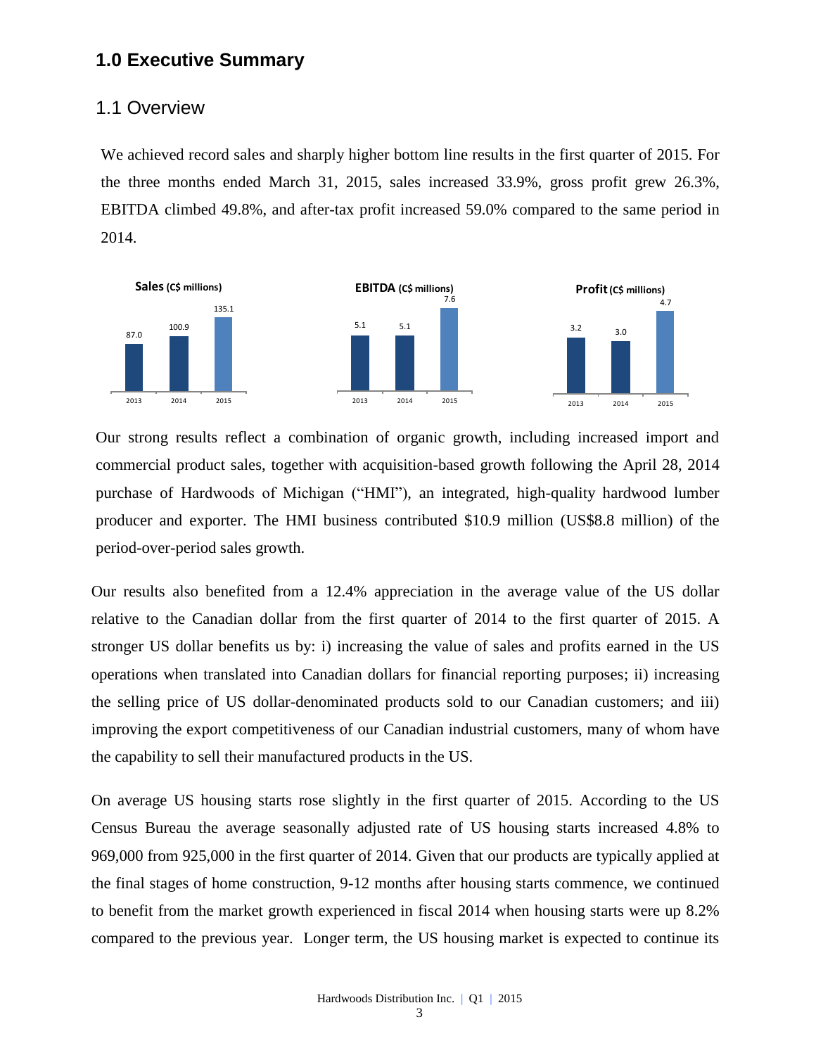# 1.0 Executive Summary

## 1.1 Overview

We achieved record sales and sharply higher bottom line results in the first quarter of 2015. For the three months ended March 31, 2015, sales increased 33.9%, gross profit grew 26.3%, EBITDA climbed 49.8%, and after-tax profit increased 59.0% compared to the same period in 2014.

**Sales (C$ millions)**

| 2013 | 2014 | 2015 |
|---|---|---|
| 87.0 | 100.9 | 135.1 |

**EBITDA (C$ millions)**

| 2013 | 2014 | 2015 |
|---|---|---|
| 5.1 | 5.1 | 7.6 |

**Profit (C$ millions)**

| 2013 | 2014 | 2015 |
|---|---|---|
| 3.2 | 3.0 | 4.7 |

Our strong results reflect a combination of organic growth, including increased import and commercial product sales, together with acquisition-based growth following the April 28, 2014 purchase of Hardwoods of Michigan ("HMI"), an integrated, high-quality hardwood lumber producer and exporter. The HMI business contributed $10.9 million (US$8.8 million) of the period-over-period sales growth.

Our results also benefited from a 12.4% appreciation in the average value of the US dollar relative to the Canadian dollar from the first quarter of 2014 to the first quarter of 2015. A stronger US dollar benefits us by: i) increasing the value of sales and profits earned in the US operations when translated into Canadian dollars for financial reporting purposes; ii) increasing the selling price of US dollar-denominated products sold to our Canadian customers; and iii) improving the export competitiveness of our Canadian industrial customers, many of whom have the capability to sell their manufactured products in the US.

On average US housing starts rose slightly in the first quarter of 2015. According to the US Census Bureau the average seasonally adjusted rate of US housing starts increased 4.8% to 969,000 from 925,000 in the first quarter of 2014. Given that our products are typically applied at the final stages of home construction, 9-12 months after housing starts commence, we continued to benefit from the market growth experienced in fiscal 2014 when housing starts were up 8.2% compared to the previous year. Longer term, the US housing market is expected to continue its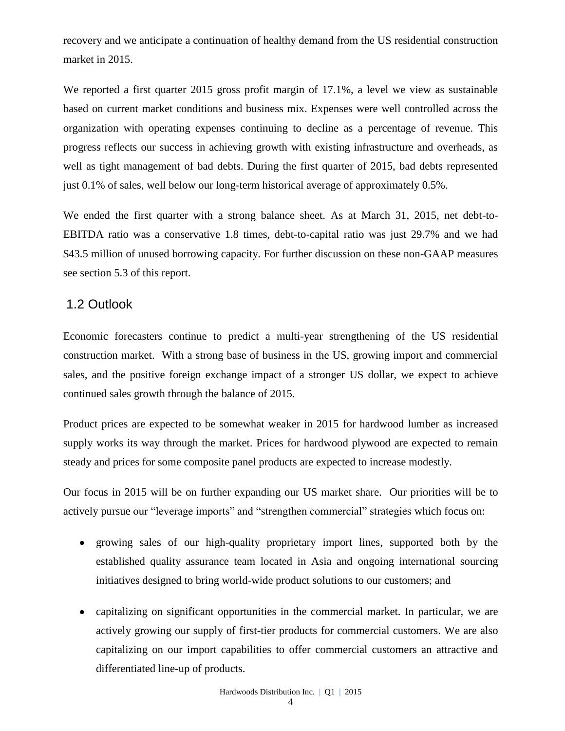recovery and we anticipate a continuation of healthy demand from the US residential construction market in 2015.

We reported a first quarter 2015 gross profit margin of 17.1%, a level we view as sustainable based on current market conditions and business mix. Expenses were well controlled across the organization with operating expenses continuing to decline as a percentage of revenue. This progress reflects our success in achieving growth with existing infrastructure and overheads, as well as tight management of bad debts. During the first quarter of 2015, bad debts represented just 0.1% of sales, well below our long-term historical average of approximately 0.5%.

We ended the first quarter with a strong balance sheet. As at March 31, 2015, net debt-to-EBITDA ratio was a conservative 1.8 times, debt-to-capital ratio was just 29.7% and we had $43.5 million of unused borrowing capacity. For further discussion on these non-GAAP measures see section 5.3 of this report.

## 1.2 Outlook

Economic forecasters continue to predict a multi-year strengthening of the US residential construction market. With a strong base of business in the US, growing import and commercial sales, and the positive foreign exchange impact of a stronger US dollar, we expect to achieve continued sales growth through the balance of 2015.

Product prices are expected to be somewhat weaker in 2015 for hardwood lumber as increased supply works its way through the market. Prices for hardwood plywood are expected to remain steady and prices for some composite panel products are expected to increase modestly.

Our focus in 2015 will be on further expanding our US market share. Our priorities will be to actively pursue our "leverage imports" and "strengthen commercial" strategies which focus on:

- growing sales of our high-quality proprietary import lines, supported both by the established quality assurance team located in Asia and ongoing international sourcing initiatives designed to bring world-wide product solutions to our customers; and
- capitalizing on significant opportunities in the commercial market. In particular, we are actively growing our supply of first-tier products for commercial customers. We are also capitalizing on our import capabilities to offer commercial customers an attractive and differentiated line-up of products.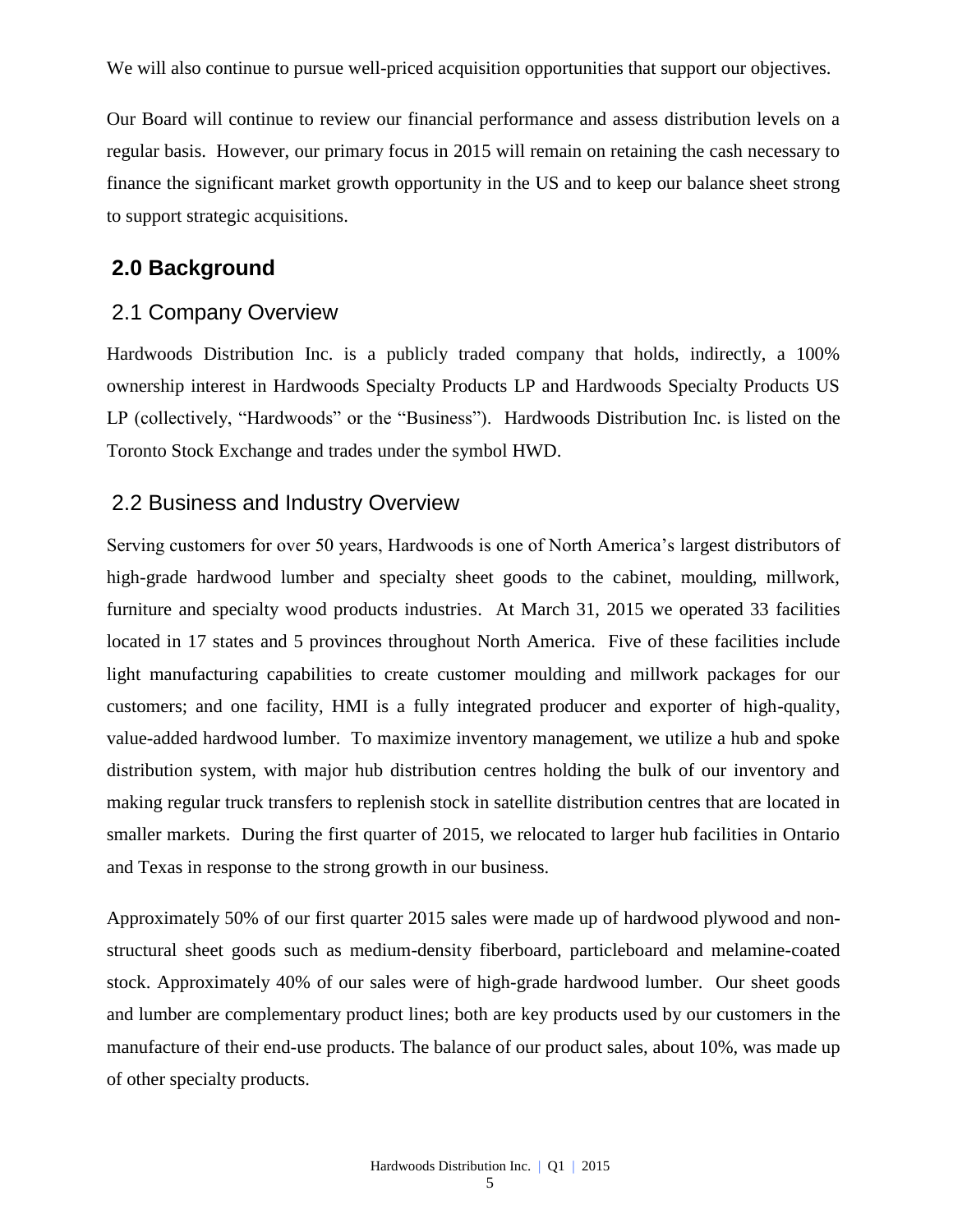We will also continue to pursue well-priced acquisition opportunities that support our objectives.

Our Board will continue to review our financial performance and assess distribution levels on a regular basis. However, our primary focus in 2015 will remain on retaining the cash necessary to finance the significant market growth opportunity in the US and to keep our balance sheet strong to support strategic acquisitions.

# 2.0 Background

## 2.1 Company Overview

Hardwoods Distribution Inc. is a publicly traded company that holds, indirectly, a 100% ownership interest in Hardwoods Specialty Products LP and Hardwoods Specialty Products US LP (collectively, "Hardwoods" or the "Business"). Hardwoods Distribution Inc. is listed on the Toronto Stock Exchange and trades under the symbol HWD.

## 2.2 Business and Industry Overview

Serving customers for over 50 years, Hardwoods is one of North America's largest distributors of high-grade hardwood lumber and specialty sheet goods to the cabinet, moulding, millwork, furniture and specialty wood products industries. At March 31, 2015 we operated 33 facilities located in 17 states and 5 provinces throughout North America. Five of these facilities include light manufacturing capabilities to create customer moulding and millwork packages for our customers; and one facility, HMI is a fully integrated producer and exporter of high-quality, value-added hardwood lumber. To maximize inventory management, we utilize a hub and spoke distribution system, with major hub distribution centres holding the bulk of our inventory and making regular truck transfers to replenish stock in satellite distribution centres that are located in smaller markets. During the first quarter of 2015, we relocated to larger hub facilities in Ontario and Texas in response to the strong growth in our business.

Approximately 50% of our first quarter 2015 sales were made up of hardwood plywood and non-structural sheet goods such as medium-density fiberboard, particleboard and melamine-coated stock. Approximately 40% of our sales were of high-grade hardwood lumber. Our sheet goods and lumber are complementary product lines; both are key products used by our customers in the manufacture of their end-use products. The balance of our product sales, about 10%, was made up of other specialty products.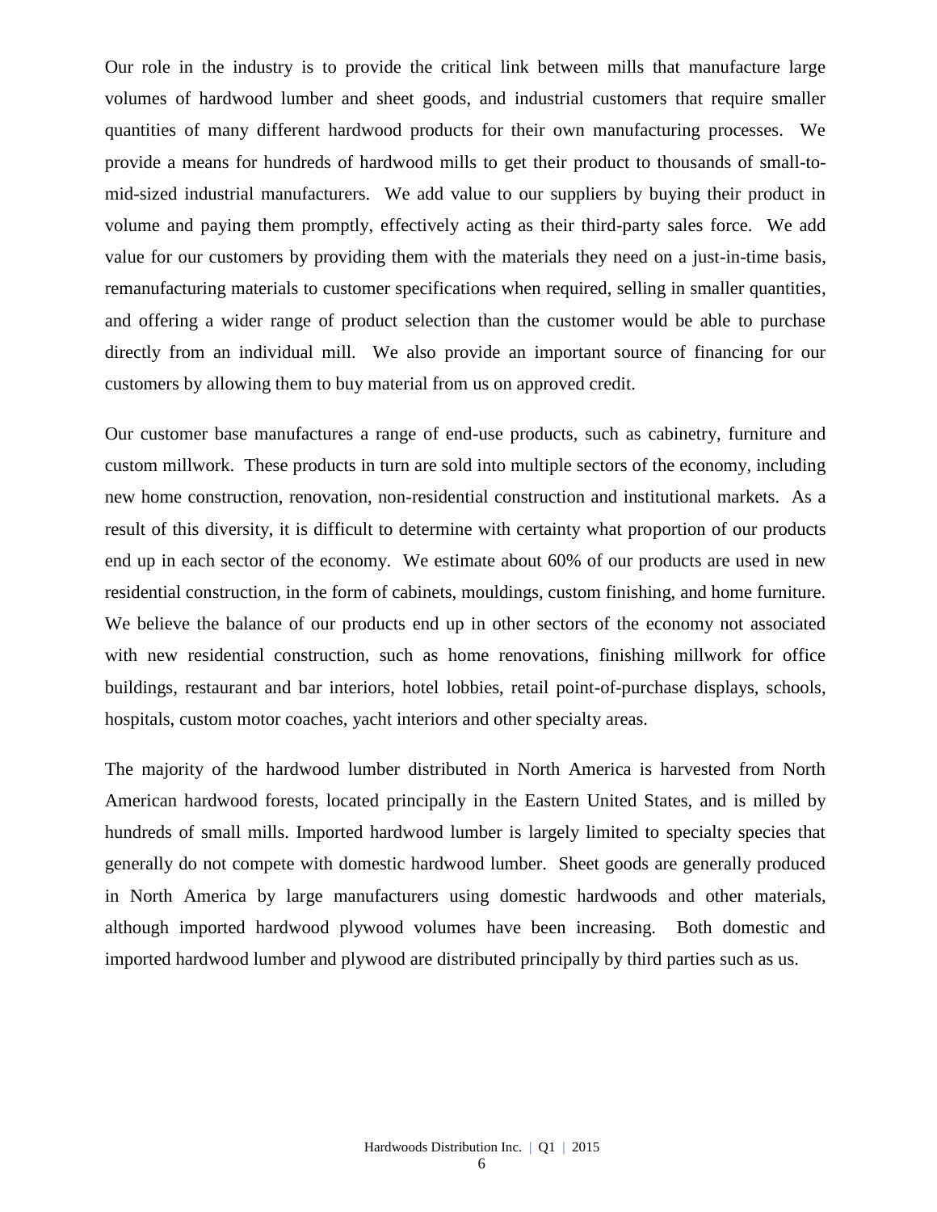Our role in the industry is to provide the critical link between mills that manufacture large volumes of hardwood lumber and sheet goods, and industrial customers that require smaller quantities of many different hardwood products for their own manufacturing processes. We provide a means for hundreds of hardwood mills to get their product to thousands of small-to-mid-sized industrial manufacturers. We add value to our suppliers by buying their product in volume and paying them promptly, effectively acting as their third-party sales force. We add value for our customers by providing them with the materials they need on a just-in-time basis, remanufacturing materials to customer specifications when required, selling in smaller quantities, and offering a wider range of product selection than the customer would be able to purchase directly from an individual mill. We also provide an important source of financing for our customers by allowing them to buy material from us on approved credit.

Our customer base manufactures a range of end-use products, such as cabinetry, furniture and custom millwork. These products in turn are sold into multiple sectors of the economy, including new home construction, renovation, non-residential construction and institutional markets. As a result of this diversity, it is difficult to determine with certainty what proportion of our products end up in each sector of the economy. We estimate about 60% of our products are used in new residential construction, in the form of cabinets, mouldings, custom finishing, and home furniture. We believe the balance of our products end up in other sectors of the economy not associated with new residential construction, such as home renovations, finishing millwork for office buildings, restaurant and bar interiors, hotel lobbies, retail point-of-purchase displays, schools, hospitals, custom motor coaches, yacht interiors and other specialty areas.

The majority of the hardwood lumber distributed in North America is harvested from North American hardwood forests, located principally in the Eastern United States, and is milled by hundreds of small mills. Imported hardwood lumber is largely limited to specialty species that generally do not compete with domestic hardwood lumber. Sheet goods are generally produced in North America by large manufacturers using domestic hardwoods and other materials, although imported hardwood plywood volumes have been increasing. Both domestic and imported hardwood lumber and plywood are distributed principally by third parties such as us.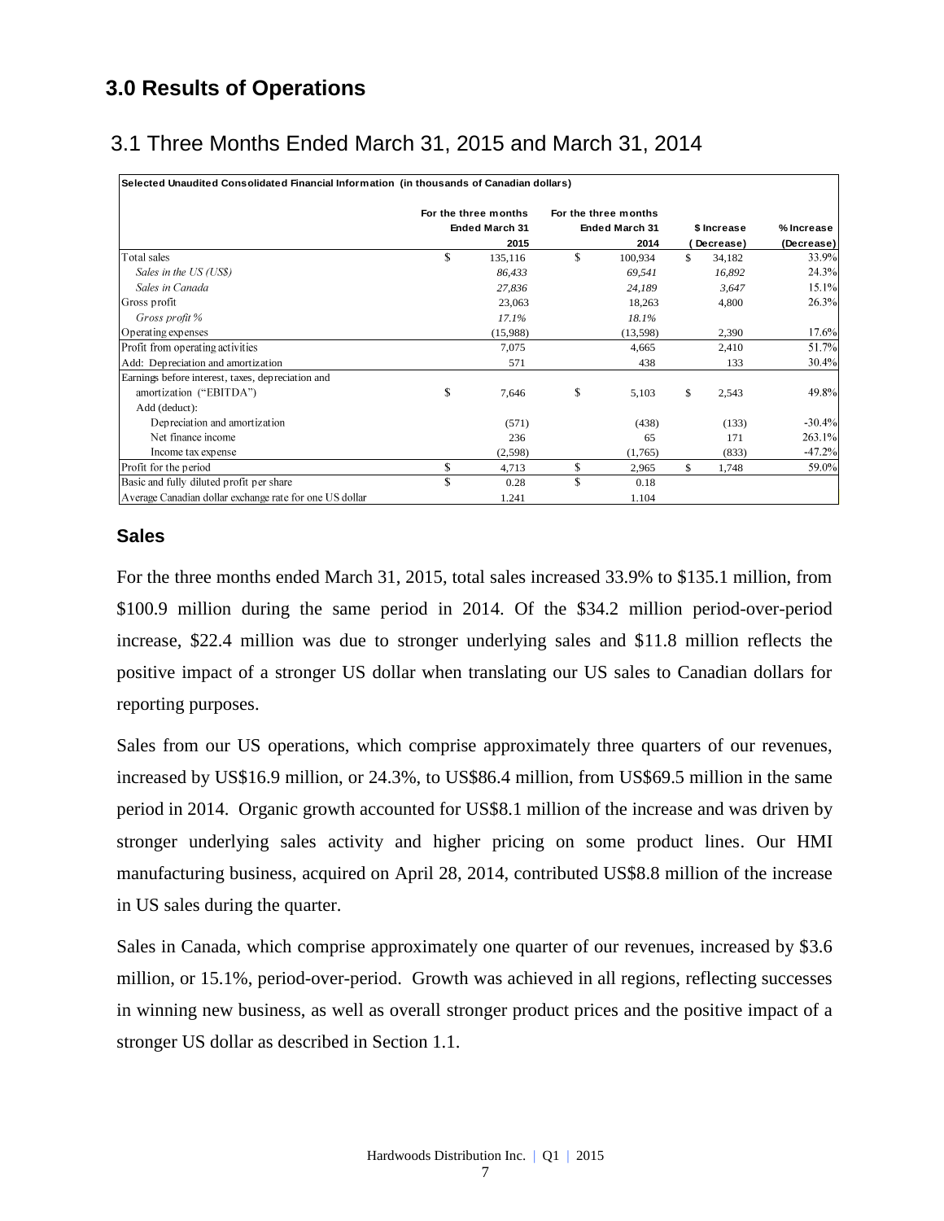# 3.0 Results of Operations

## 3.1 Three Months Ended March 31, 2015 and March 31, 2014

| Selected Unaudited Consolidated Financial Information (in thousands of Canadian dollars) | For the three months Ended March 31 2015 | For the three months Ended March 31 2014 | $ Increase (Decrease) | % Increase (Decrease) |
|---|---|---|---|---|
| Total sales | $ 135,116 | $ 100,934 | $ 34,182 | 33.9% |
| *Sales in the US (US$)* | *86,433* | *69,541* | *16,892* | 24.3% |
| *Sales in Canada* | *27,836* | *24,189* | *3,647* | 15.1% |
| Gross profit | 23,063 | 18,263 | 4,800 | 26.3% |
| *Gross profit %* | *17.1%* | *18.1%* | | |
| Operating expenses | (15,988) | (13,598) | 2,390 | 17.6% |
| Profit from operating activities | 7,075 | 4,665 | 2,410 | 51.7% |
| Add: Depreciation and amortization | 571 | 438 | 133 | 30.4% |
| Earnings before interest, taxes, depreciation and amortization ("EBITDA") | $ 7,646 | $ 5,103 | $ 2,543 | 49.8% |
| Add (deduct): | | | | |
| Depreciation and amortization | (571) | (438) | (133) | -30.4% |
| Net finance income | 236 | 65 | 171 | 263.1% |
| Income tax expense | (2,598) | (1,765) | (833) | -47.2% |
| Profit for the period | $ 4,713 | $ 2,965 | $ 1,748 | 59.0% |
| Basic and fully diluted profit per share | $ 0.28 | $ 0.18 | | |
| Average Canadian dollar exchange rate for one US dollar | 1.241 | 1.104 | | |

### Sales

For the three months ended March 31, 2015, total sales increased 33.9% to $135.1 million, from $100.9 million during the same period in 2014. Of the $34.2 million period-over-period increase, $22.4 million was due to stronger underlying sales and $11.8 million reflects the positive impact of a stronger US dollar when translating our US sales to Canadian dollars for reporting purposes.

Sales from our US operations, which comprise approximately three quarters of our revenues, increased by US$16.9 million, or 24.3%, to US$86.4 million, from US$69.5 million in the same period in 2014. Organic growth accounted for US$8.1 million of the increase and was driven by stronger underlying sales activity and higher pricing on some product lines. Our HMI manufacturing business, acquired on April 28, 2014, contributed US$8.8 million of the increase in US sales during the quarter.

Sales in Canada, which comprise approximately one quarter of our revenues, increased by $3.6 million, or 15.1%, period-over-period. Growth was achieved in all regions, reflecting successes in winning new business, as well as overall stronger product prices and the positive impact of a stronger US dollar as described in Section 1.1.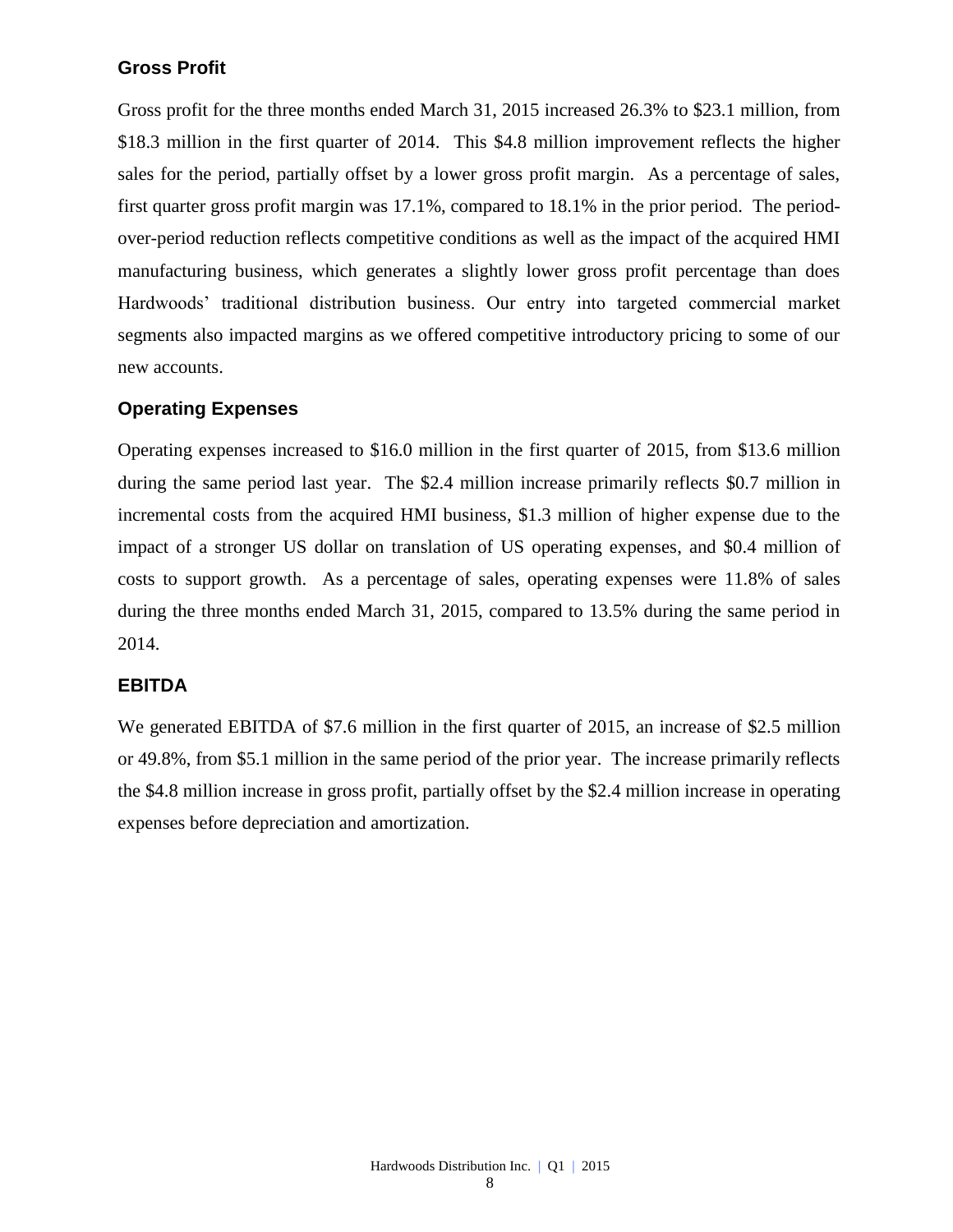## Gross Profit

Gross profit for the three months ended March 31, 2015 increased 26.3% to $23.1 million, from $18.3 million in the first quarter of 2014. This $4.8 million improvement reflects the higher sales for the period, partially offset by a lower gross profit margin. As a percentage of sales, first quarter gross profit margin was 17.1%, compared to 18.1% in the prior period. The period-over-period reduction reflects competitive conditions as well as the impact of the acquired HMI manufacturing business, which generates a slightly lower gross profit percentage than does Hardwoods' traditional distribution business. Our entry into targeted commercial market segments also impacted margins as we offered competitive introductory pricing to some of our new accounts.

## Operating Expenses

Operating expenses increased to $16.0 million in the first quarter of 2015, from $13.6 million during the same period last year. The $2.4 million increase primarily reflects $0.7 million in incremental costs from the acquired HMI business, $1.3 million of higher expense due to the impact of a stronger US dollar on translation of US operating expenses, and $0.4 million of costs to support growth. As a percentage of sales, operating expenses were 11.8% of sales during the three months ended March 31, 2015, compared to 13.5% during the same period in 2014.

## EBITDA

We generated EBITDA of $7.6 million in the first quarter of 2015, an increase of $2.5 million or 49.8%, from $5.1 million in the same period of the prior year. The increase primarily reflects the $4.8 million increase in gross profit, partially offset by the $2.4 million increase in operating expenses before depreciation and amortization.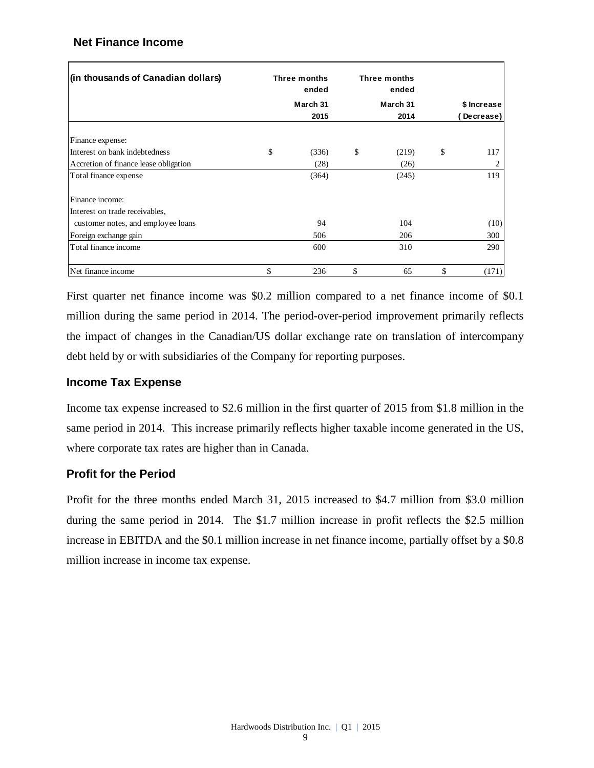## Net Finance Income

| (in thousands of Canadian dollars) | Three months ended March 31 2015 | Three months ended March 31 2014 | $ Increase (Decrease) |
|---|---|---|---|
| Finance expense: | | | |
| Interest on bank indebtedness | $ (336) | $ (219) | $ 117 |
| Accretion of finance lease obligation | (28) | (26) | 2 |
| Total finance expense | (364) | (245) | 119 |
| Finance income: | | | |
| Interest on trade receivables, customer notes, and employee loans | 94 | 104 | (10) |
| Foreign exchange gain | 506 | 206 | 300 |
| Total finance income | 600 | 310 | 290 |
| Net finance income | $ 236 | $ 65 | $ (171) |

First quarter net finance income was $0.2 million compared to a net finance income of $0.1 million during the same period in 2014. The period-over-period improvement primarily reflects the impact of changes in the Canadian/US dollar exchange rate on translation of intercompany debt held by or with subsidiaries of the Company for reporting purposes.

## Income Tax Expense

Income tax expense increased to $2.6 million in the first quarter of 2015 from $1.8 million in the same period in 2014. This increase primarily reflects higher taxable income generated in the US, where corporate tax rates are higher than in Canada.

## Profit for the Period

Profit for the three months ended March 31, 2015 increased to $4.7 million from $3.0 million during the same period in 2014. The $1.7 million increase in profit reflects the $2.5 million increase in EBITDA and the $0.1 million increase in net finance income, partially offset by a $0.8 million increase in income tax expense.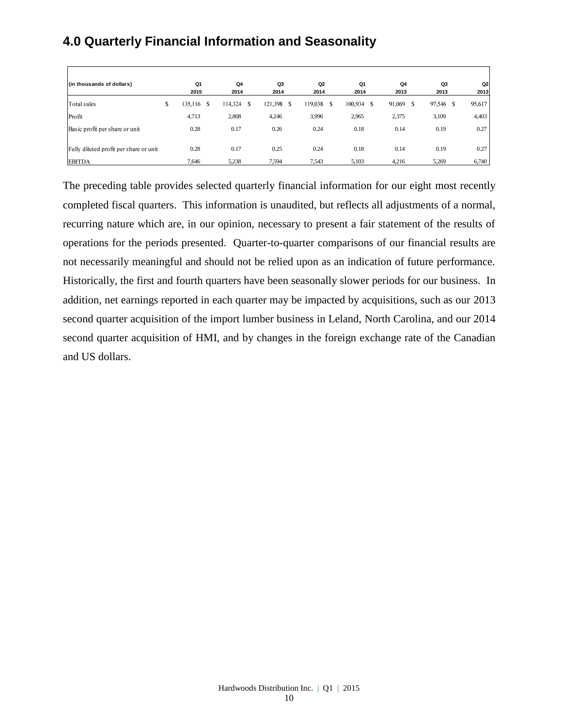## 4.0 Quarterly Financial Information and Seasonality

| (in thousands of dollars) | Q1 2015 | Q4 2014 | Q3 2014 | Q2 2014 | Q1 2014 | Q4 2013 | Q3 2013 | Q2 2013 |
|---|---|---|---|---|---|---|---|---|
| Total sales | $ 135,116 | $ 114,324 | $ 121,398 | $ 119,038 | $ 100,934 | $ 91,069 | $ 97,546 | $ 95,617 |
| Profit | 4,713 | 2,808 | 4,246 | 3,996 | 2,965 | 2,375 | 3,109 | 4,403 |
| Basic profit per share or unit | 0.28 | 0.17 | 0.26 | 0.24 | 0.18 | 0.14 | 0.19 | 0.27 |
| Fully diluted profit per share or unit | 0.28 | 0.17 | 0.25 | 0.24 | 0.18 | 0.14 | 0.19 | 0.27 |
| EBITDA | 7,646 | 5,238 | 7,594 | 7,543 | 5,103 | 4,216 | 5,269 | 6,740 |

The preceding table provides selected quarterly financial information for our eight most recently completed fiscal quarters. This information is unaudited, but reflects all adjustments of a normal, recurring nature which are, in our opinion, necessary to present a fair statement of the results of operations for the periods presented. Quarter-to-quarter comparisons of our financial results are not necessarily meaningful and should not be relied upon as an indication of future performance. Historically, the first and fourth quarters have been seasonally slower periods for our business. In addition, net earnings reported in each quarter may be impacted by acquisitions, such as our 2013 second quarter acquisition of the import lumber business in Leland, North Carolina, and our 2014 second quarter acquisition of HMI, and by changes in the foreign exchange rate of the Canadian and US dollars.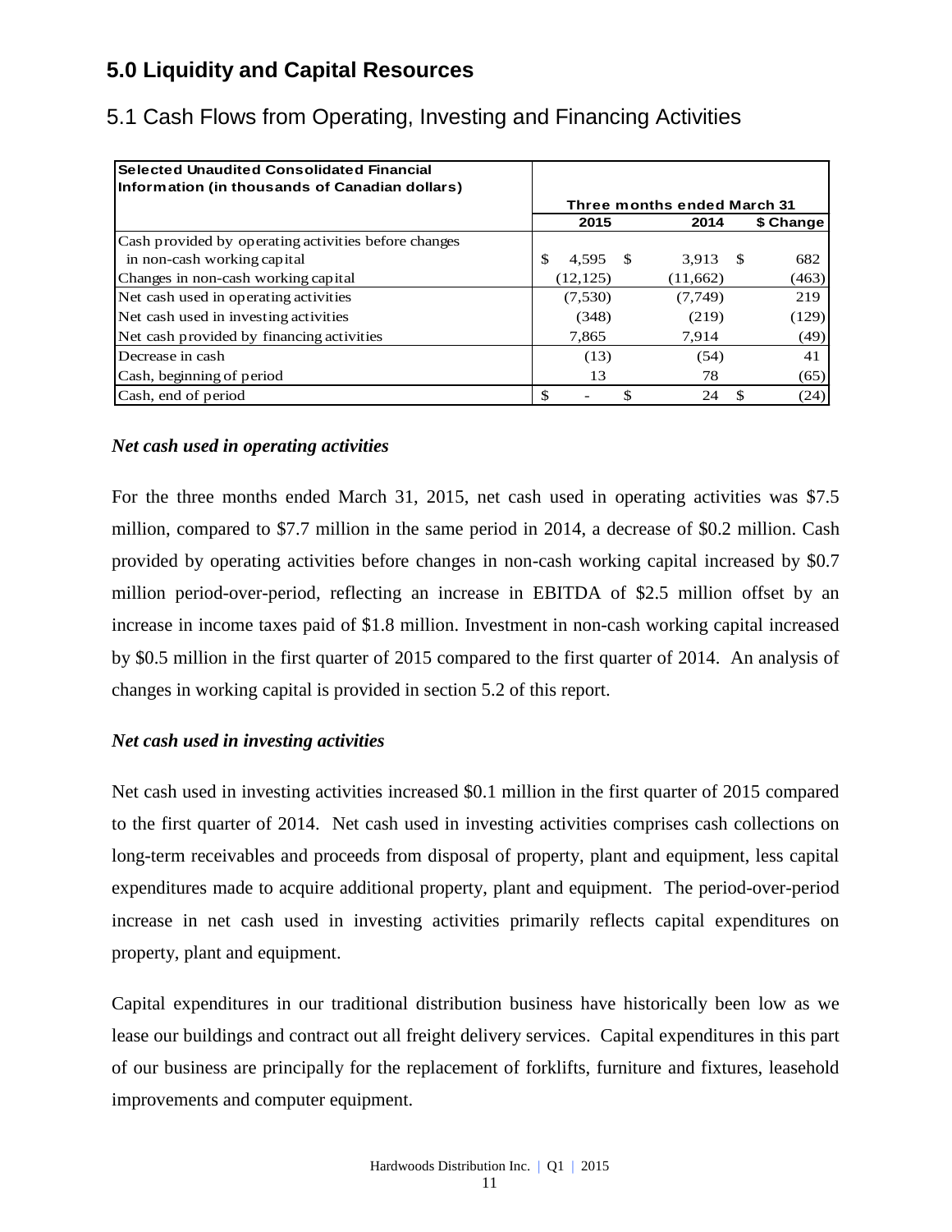# 5.0 Liquidity and Capital Resources

## 5.1 Cash Flows from Operating, Investing and Financing Activities

| Selected Unaudited Consolidated Financial Information (in thousands of Canadian dollars) | Three months ended March 31 | | |
|---|---|---|---|
| | 2015 | 2014 | $ Change |
| Cash provided by operating activities before changes in non-cash working capital | $ 4,595 | $ 3,913 | $ 682 |
| Changes in non-cash working capital | (12,125) | (11,662) | (463) |
| Net cash used in operating activities | (7,530) | (7,749) | 219 |
| Net cash used in investing activities | (348) | (219) | (129) |
| Net cash provided by financing activities | 7,865 | 7,914 | (49) |
| Decrease in cash | (13) | (54) | 41 |
| Cash, beginning of period | 13 | 78 | (65) |
| Cash, end of period | $ - | $ 24 | $ (24) |

### *Net cash used in operating activities*

For the three months ended March 31, 2015, net cash used in operating activities was $7.5 million, compared to $7.7 million in the same period in 2014, a decrease of $0.2 million. Cash provided by operating activities before changes in non-cash working capital increased by $0.7 million period-over-period, reflecting an increase in EBITDA of $2.5 million offset by an increase in income taxes paid of $1.8 million. Investment in non-cash working capital increased by $0.5 million in the first quarter of 2015 compared to the first quarter of 2014. An analysis of changes in working capital is provided in section 5.2 of this report.

### *Net cash used in investing activities*

Net cash used in investing activities increased $0.1 million in the first quarter of 2015 compared to the first quarter of 2014. Net cash used in investing activities comprises cash collections on long-term receivables and proceeds from disposal of property, plant and equipment, less capital expenditures made to acquire additional property, plant and equipment. The period-over-period increase in net cash used in investing activities primarily reflects capital expenditures on property, plant and equipment.

Capital expenditures in our traditional distribution business have historically been low as we lease our buildings and contract out all freight delivery services. Capital expenditures in this part of our business are principally for the replacement of forklifts, furniture and fixtures, leasehold improvements and computer equipment.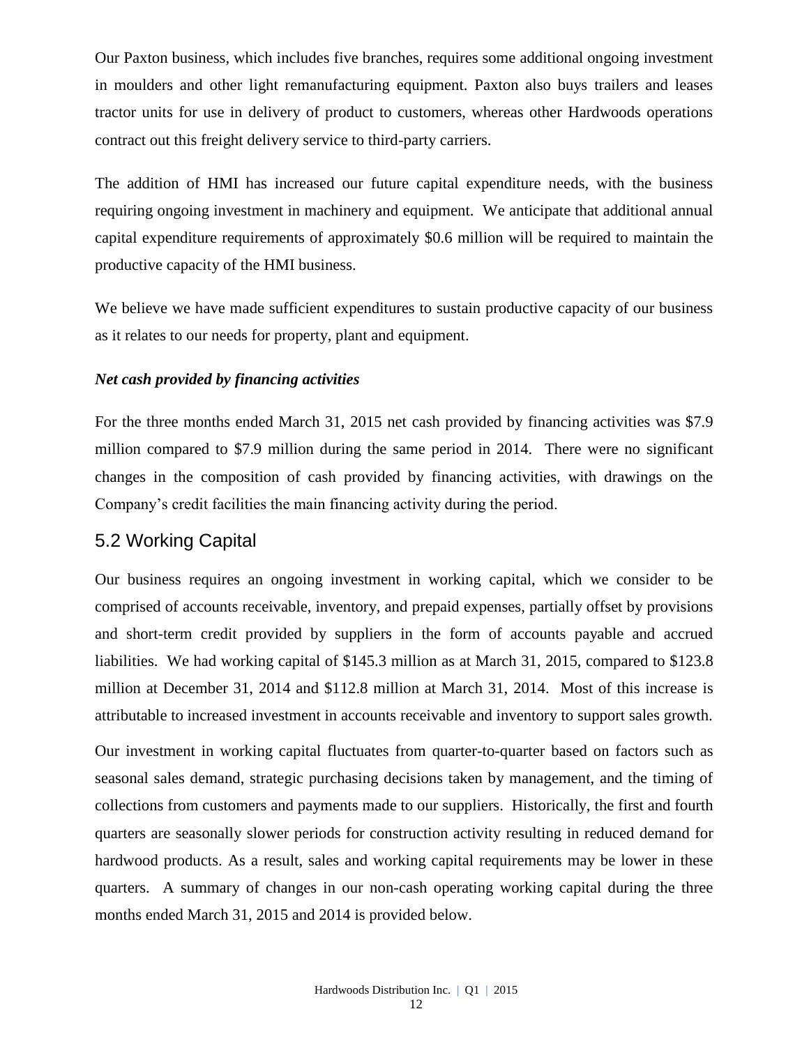Our Paxton business, which includes five branches, requires some additional ongoing investment in moulders and other light remanufacturing equipment. Paxton also buys trailers and leases tractor units for use in delivery of product to customers, whereas other Hardwoods operations contract out this freight delivery service to third-party carriers.

The addition of HMI has increased our future capital expenditure needs, with the business requiring ongoing investment in machinery and equipment. We anticipate that additional annual capital expenditure requirements of approximately $0.6 million will be required to maintain the productive capacity of the HMI business.

We believe we have made sufficient expenditures to sustain productive capacity of our business as it relates to our needs for property, plant and equipment.

***Net cash provided by financing activities***

For the three months ended March 31, 2015 net cash provided by financing activities was $7.9 million compared to $7.9 million during the same period in 2014. There were no significant changes in the composition of cash provided by financing activities, with drawings on the Company's credit facilities the main financing activity during the period.

## 5.2 Working Capital

Our business requires an ongoing investment in working capital, which we consider to be comprised of accounts receivable, inventory, and prepaid expenses, partially offset by provisions and short-term credit provided by suppliers in the form of accounts payable and accrued liabilities. We had working capital of $145.3 million as at March 31, 2015, compared to $123.8 million at December 31, 2014 and $112.8 million at March 31, 2014. Most of this increase is attributable to increased investment in accounts receivable and inventory to support sales growth.

Our investment in working capital fluctuates from quarter-to-quarter based on factors such as seasonal sales demand, strategic purchasing decisions taken by management, and the timing of collections from customers and payments made to our suppliers. Historically, the first and fourth quarters are seasonally slower periods for construction activity resulting in reduced demand for hardwood products. As a result, sales and working capital requirements may be lower in these quarters. A summary of changes in our non-cash operating working capital during the three months ended March 31, 2015 and 2014 is provided below.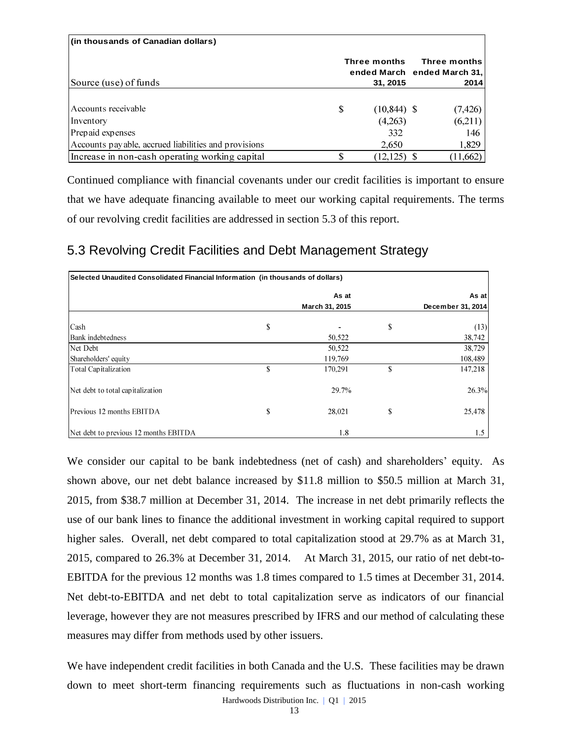| (in thousands of Canadian dollars) | | |
|---|---|---|
| Source (use) of funds | Three months ended March 31, 2015 | Three months ended March 31, 2014 |
| Accounts receivable | $ (10,844) | $ (7,426) |
| Inventory | (4,263) | (6,211) |
| Prepaid expenses | 332 | 146 |
| Accounts payable, accrued liabilities and provisions | 2,650 | 1,829 |
| Increase in non-cash operating working capital | $ (12,125) | $ (11,662) |

Continued compliance with financial covenants under our credit facilities is important to ensure that we have adequate financing available to meet our working capital requirements. The terms of our revolving credit facilities are addressed in section 5.3 of this report.

## 5.3 Revolving Credit Facilities and Debt Management Strategy

| Selected Unaudited Consolidated Financial Information (in thousands of dollars) | | |
|---|---|---|
| | As at March 31, 2015 | As at December 31, 2014 |
| Cash | $ - | $ (13) |
| Bank indebtedness | 50,522 | 38,742 |
| Net Debt | 50,522 | 38,729 |
| Shareholders' equity | 119,769 | 108,489 |
| Total Capitalization | $ 170,291 | $ 147,218 |
| Net debt to total capitalization | 29.7% | 26.3% |
| Previous 12 months EBITDA | $ 28,021 | $ 25,478 |
| Net debt to previous 12 months EBITDA | 1.8 | 1.5 |

We consider our capital to be bank indebtedness (net of cash) and shareholders' equity. As shown above, our net debt balance increased by $11.8 million to $50.5 million at March 31, 2015, from $38.7 million at December 31, 2014. The increase in net debt primarily reflects the use of our bank lines to finance the additional investment in working capital required to support higher sales. Overall, net debt compared to total capitalization stood at 29.7% as at March 31, 2015, compared to 26.3% at December 31, 2014. At March 31, 2015, our ratio of net debt-to-EBITDA for the previous 12 months was 1.8 times compared to 1.5 times at December 31, 2014. Net debt-to-EBITDA and net debt to total capitalization serve as indicators of our financial leverage, however they are not measures prescribed by IFRS and our method of calculating these measures may differ from methods used by other issuers.

We have independent credit facilities in both Canada and the U.S. These facilities may be drawn down to meet short-term financing requirements such as fluctuations in non-cash working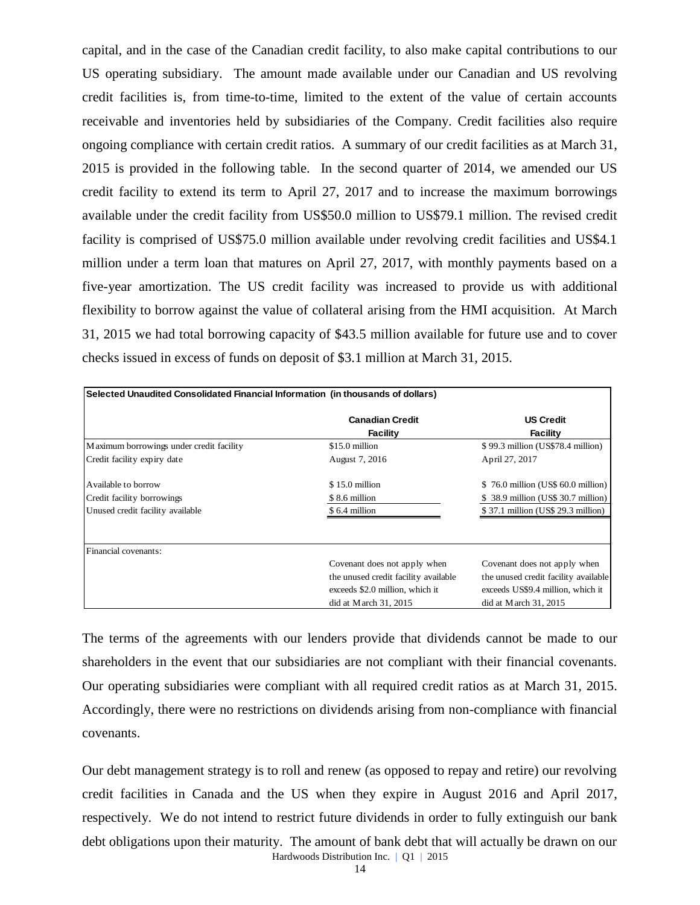capital, and in the case of the Canadian credit facility, to also make capital contributions to our US operating subsidiary. The amount made available under our Canadian and US revolving credit facilities is, from time-to-time, limited to the extent of the value of certain accounts receivable and inventories held by subsidiaries of the Company. Credit facilities also require ongoing compliance with certain credit ratios. A summary of our credit facilities as at March 31, 2015 is provided in the following table. In the second quarter of 2014, we amended our US credit facility to extend its term to April 27, 2017 and to increase the maximum borrowings available under the credit facility from US$50.0 million to US$79.1 million. The revised credit facility is comprised of US$75.0 million available under revolving credit facilities and US$4.1 million under a term loan that matures on April 27, 2017, with monthly payments based on a five-year amortization. The US credit facility was increased to provide us with additional flexibility to borrow against the value of collateral arising from the HMI acquisition. At March 31, 2015 we had total borrowing capacity of $43.5 million available for future use and to cover checks issued in excess of funds on deposit of $3.1 million at March 31, 2015.

**Selected Unaudited Consolidated Financial Information (in thousands of dollars)**

| | Canadian Credit Facility | US Credit Facility |
|---|---|---|
| Maximum borrowings under credit facility | $15.0 million | $ 99.3 million (US$78.4 million) |
| Credit facility expiry date | August 7, 2016 | April 27, 2017 |
| Available to borrow | $ 15.0 million | $ 76.0 million (US$ 60.0 million) |
| Credit facility borrowings | $ 8.6 million | $ 38.9 million (US$ 30.7 million) |
| Unused credit facility available | $ 6.4 million | $ 37.1 million (US$ 29.3 million) |
| Financial covenants: | | |
| | Covenant does not apply when the unused credit facility available exceeds $2.0 million, which it did at March 31, 2015 | Covenant does not apply when the unused credit facility available exceeds US$9.4 million, which it did at March 31, 2015 |

The terms of the agreements with our lenders provide that dividends cannot be made to our shareholders in the event that our subsidiaries are not compliant with their financial covenants. Our operating subsidiaries were compliant with all required credit ratios as at March 31, 2015. Accordingly, there were no restrictions on dividends arising from non-compliance with financial covenants.

Our debt management strategy is to roll and renew (as opposed to repay and retire) our revolving credit facilities in Canada and the US when they expire in August 2016 and April 2017, respectively. We do not intend to restrict future dividends in order to fully extinguish our bank debt obligations upon their maturity. The amount of bank debt that will actually be drawn on our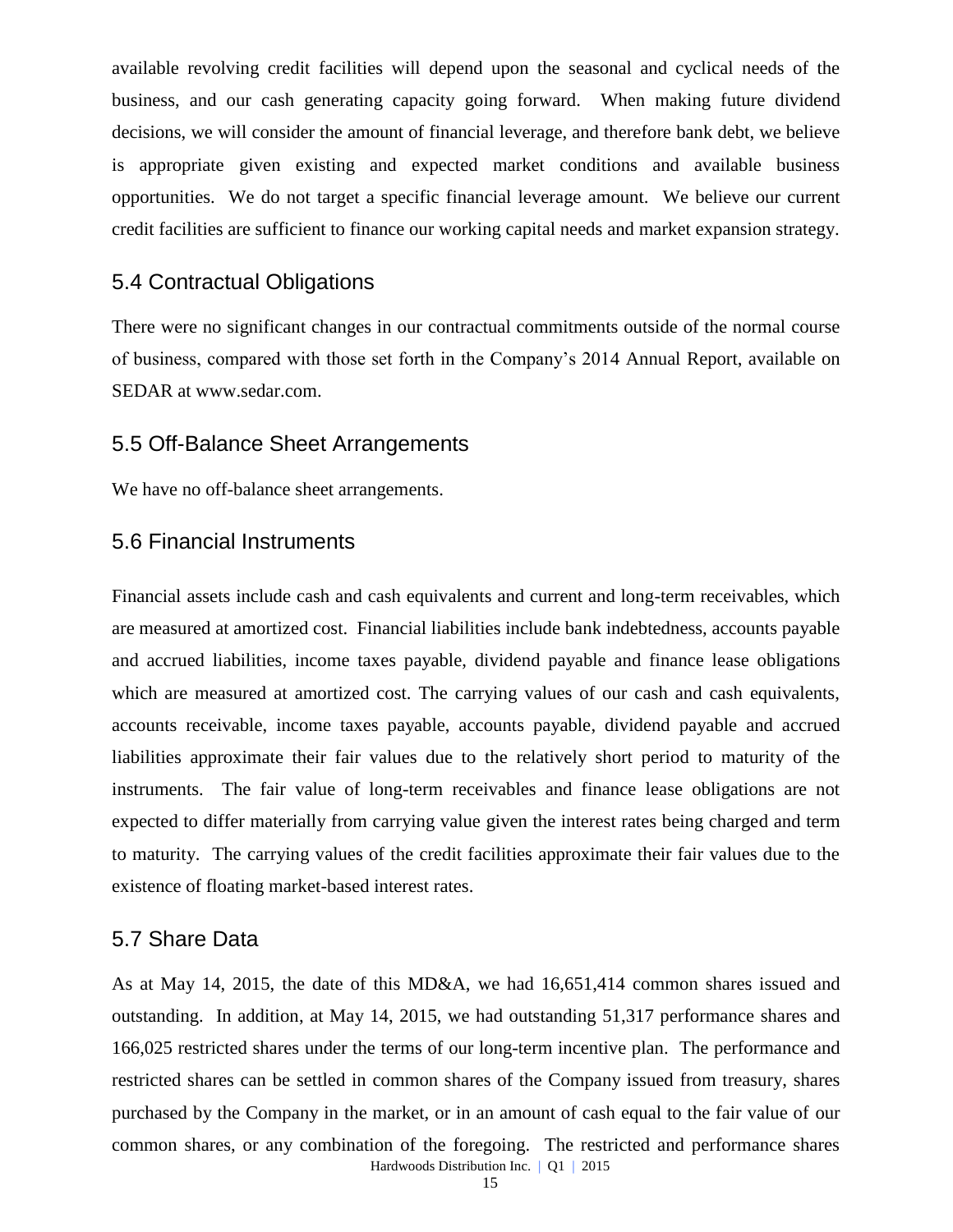available revolving credit facilities will depend upon the seasonal and cyclical needs of the business, and our cash generating capacity going forward. When making future dividend decisions, we will consider the amount of financial leverage, and therefore bank debt, we believe is appropriate given existing and expected market conditions and available business opportunities. We do not target a specific financial leverage amount. We believe our current credit facilities are sufficient to finance our working capital needs and market expansion strategy.

## 5.4 Contractual Obligations

There were no significant changes in our contractual commitments outside of the normal course of business, compared with those set forth in the Company's 2014 Annual Report, available on SEDAR at www.sedar.com.

## 5.5 Off-Balance Sheet Arrangements

We have no off-balance sheet arrangements.

## 5.6 Financial Instruments

Financial assets include cash and cash equivalents and current and long-term receivables, which are measured at amortized cost. Financial liabilities include bank indebtedness, accounts payable and accrued liabilities, income taxes payable, dividend payable and finance lease obligations which are measured at amortized cost. The carrying values of our cash and cash equivalents, accounts receivable, income taxes payable, accounts payable, dividend payable and accrued liabilities approximate their fair values due to the relatively short period to maturity of the instruments. The fair value of long-term receivables and finance lease obligations are not expected to differ materially from carrying value given the interest rates being charged and term to maturity. The carrying values of the credit facilities approximate their fair values due to the existence of floating market-based interest rates.

## 5.7 Share Data

As at May 14, 2015, the date of this MD&A, we had 16,651,414 common shares issued and outstanding. In addition, at May 14, 2015, we had outstanding 51,317 performance shares and 166,025 restricted shares under the terms of our long-term incentive plan. The performance and restricted shares can be settled in common shares of the Company issued from treasury, shares purchased by the Company in the market, or in an amount of cash equal to the fair value of our common shares, or any combination of the foregoing. The restricted and performance shares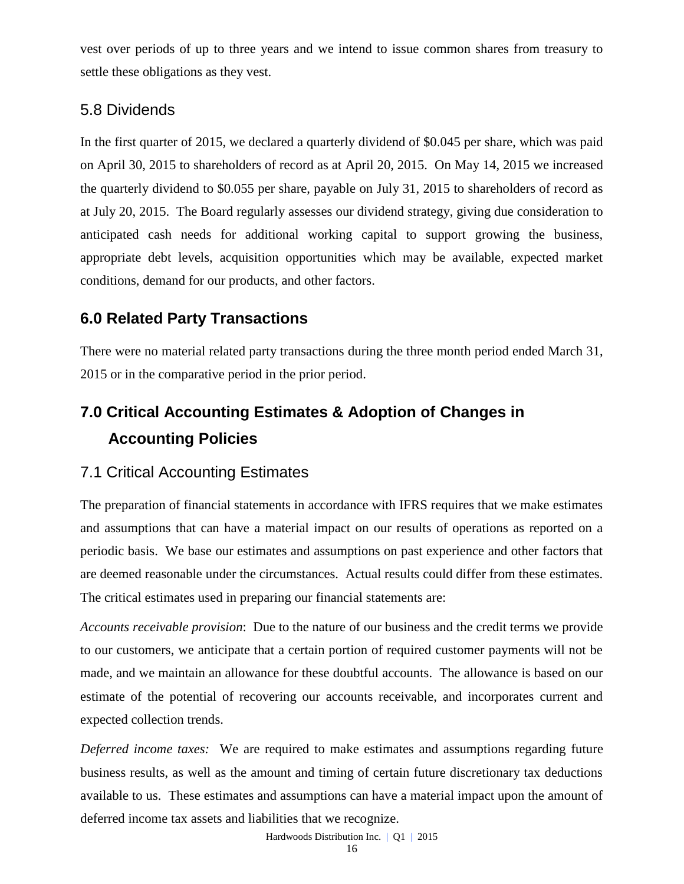vest over periods of up to three years and we intend to issue common shares from treasury to settle these obligations as they vest.

### 5.8 Dividends

In the first quarter of 2015, we declared a quarterly dividend of $0.045 per share, which was paid on April 30, 2015 to shareholders of record as at April 20, 2015. On May 14, 2015 we increased the quarterly dividend to $0.055 per share, payable on July 31, 2015 to shareholders of record as at July 20, 2015. The Board regularly assesses our dividend strategy, giving due consideration to anticipated cash needs for additional working capital to support growing the business, appropriate debt levels, acquisition opportunities which may be available, expected market conditions, demand for our products, and other factors.

## 6.0 Related Party Transactions

There were no material related party transactions during the three month period ended March 31, 2015 or in the comparative period in the prior period.

## 7.0 Critical Accounting Estimates & Adoption of Changes in Accounting Policies

### 7.1 Critical Accounting Estimates

The preparation of financial statements in accordance with IFRS requires that we make estimates and assumptions that can have a material impact on our results of operations as reported on a periodic basis. We base our estimates and assumptions on past experience and other factors that are deemed reasonable under the circumstances. Actual results could differ from these estimates. The critical estimates used in preparing our financial statements are:

*Accounts receivable provision*: Due to the nature of our business and the credit terms we provide to our customers, we anticipate that a certain portion of required customer payments will not be made, and we maintain an allowance for these doubtful accounts. The allowance is based on our estimate of the potential of recovering our accounts receivable, and incorporates current and expected collection trends.

*Deferred income taxes:* We are required to make estimates and assumptions regarding future business results, as well as the amount and timing of certain future discretionary tax deductions available to us. These estimates and assumptions can have a material impact upon the amount of deferred income tax assets and liabilities that we recognize.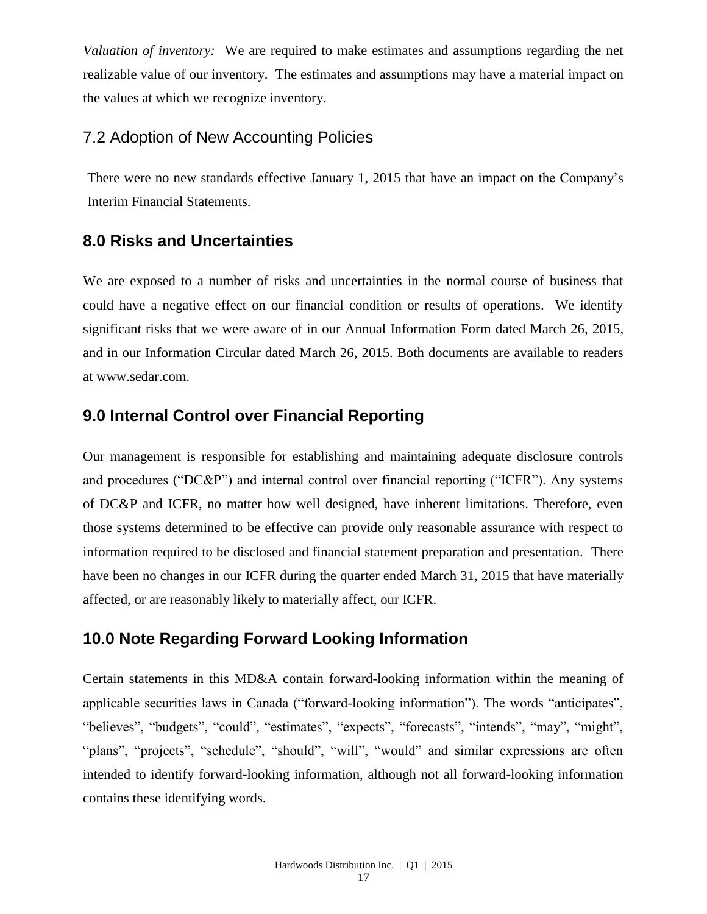*Valuation of inventory:* We are required to make estimates and assumptions regarding the net realizable value of our inventory. The estimates and assumptions may have a material impact on the values at which we recognize inventory.

## 7.2 Adoption of New Accounting Policies

There were no new standards effective January 1, 2015 that have an impact on the Company's Interim Financial Statements.

## 8.0 Risks and Uncertainties

We are exposed to a number of risks and uncertainties in the normal course of business that could have a negative effect on our financial condition or results of operations. We identify significant risks that we were aware of in our Annual Information Form dated March 26, 2015, and in our Information Circular dated March 26, 2015. Both documents are available to readers at www.sedar.com.

## 9.0 Internal Control over Financial Reporting

Our management is responsible for establishing and maintaining adequate disclosure controls and procedures ("DC&P") and internal control over financial reporting ("ICFR"). Any systems of DC&P and ICFR, no matter how well designed, have inherent limitations. Therefore, even those systems determined to be effective can provide only reasonable assurance with respect to information required to be disclosed and financial statement preparation and presentation. There have been no changes in our ICFR during the quarter ended March 31, 2015 that have materially affected, or are reasonably likely to materially affect, our ICFR.

## 10.0 Note Regarding Forward Looking Information

Certain statements in this MD&A contain forward-looking information within the meaning of applicable securities laws in Canada ("forward-looking information"). The words "anticipates", "believes", "budgets", "could", "estimates", "expects", "forecasts", "intends", "may", "might", "plans", "projects", "schedule", "should", "will", "would" and similar expressions are often intended to identify forward-looking information, although not all forward-looking information contains these identifying words.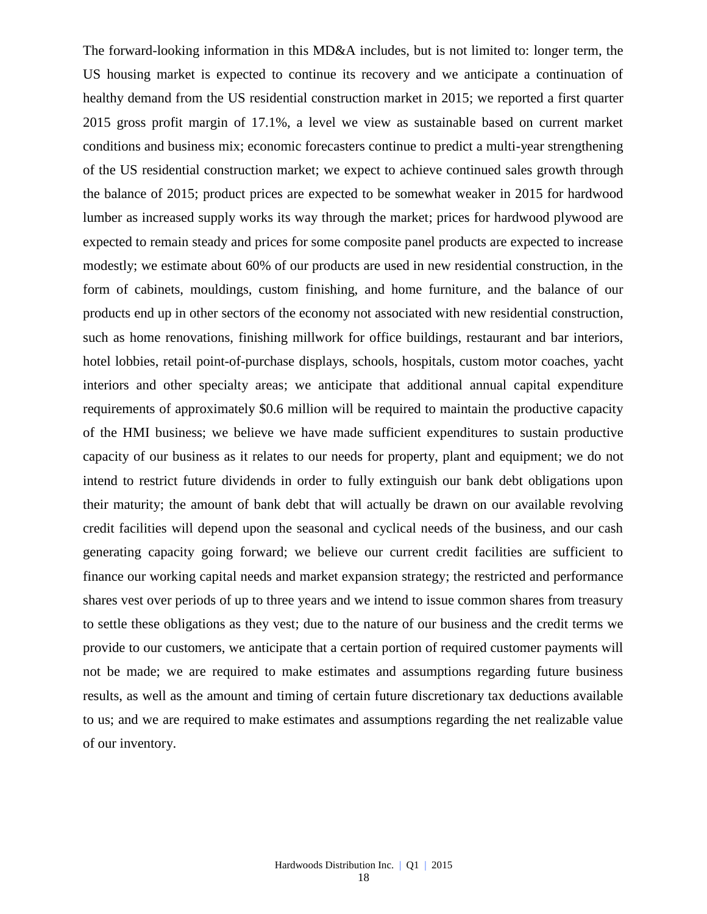The forward-looking information in this MD&A includes, but is not limited to: longer term, the US housing market is expected to continue its recovery and we anticipate a continuation of healthy demand from the US residential construction market in 2015; we reported a first quarter 2015 gross profit margin of 17.1%, a level we view as sustainable based on current market conditions and business mix; economic forecasters continue to predict a multi-year strengthening of the US residential construction market; we expect to achieve continued sales growth through the balance of 2015; product prices are expected to be somewhat weaker in 2015 for hardwood lumber as increased supply works its way through the market; prices for hardwood plywood are expected to remain steady and prices for some composite panel products are expected to increase modestly; we estimate about 60% of our products are used in new residential construction, in the form of cabinets, mouldings, custom finishing, and home furniture, and the balance of our products end up in other sectors of the economy not associated with new residential construction, such as home renovations, finishing millwork for office buildings, restaurant and bar interiors, hotel lobbies, retail point-of-purchase displays, schools, hospitals, custom motor coaches, yacht interiors and other specialty areas; we anticipate that additional annual capital expenditure requirements of approximately $0.6 million will be required to maintain the productive capacity of the HMI business; we believe we have made sufficient expenditures to sustain productive capacity of our business as it relates to our needs for property, plant and equipment; we do not intend to restrict future dividends in order to fully extinguish our bank debt obligations upon their maturity; the amount of bank debt that will actually be drawn on our available revolving credit facilities will depend upon the seasonal and cyclical needs of the business, and our cash generating capacity going forward; we believe our current credit facilities are sufficient to finance our working capital needs and market expansion strategy; the restricted and performance shares vest over periods of up to three years and we intend to issue common shares from treasury to settle these obligations as they vest; due to the nature of our business and the credit terms we provide to our customers, we anticipate that a certain portion of required customer payments will not be made; we are required to make estimates and assumptions regarding future business results, as well as the amount and timing of certain future discretionary tax deductions available to us; and we are required to make estimates and assumptions regarding the net realizable value of our inventory.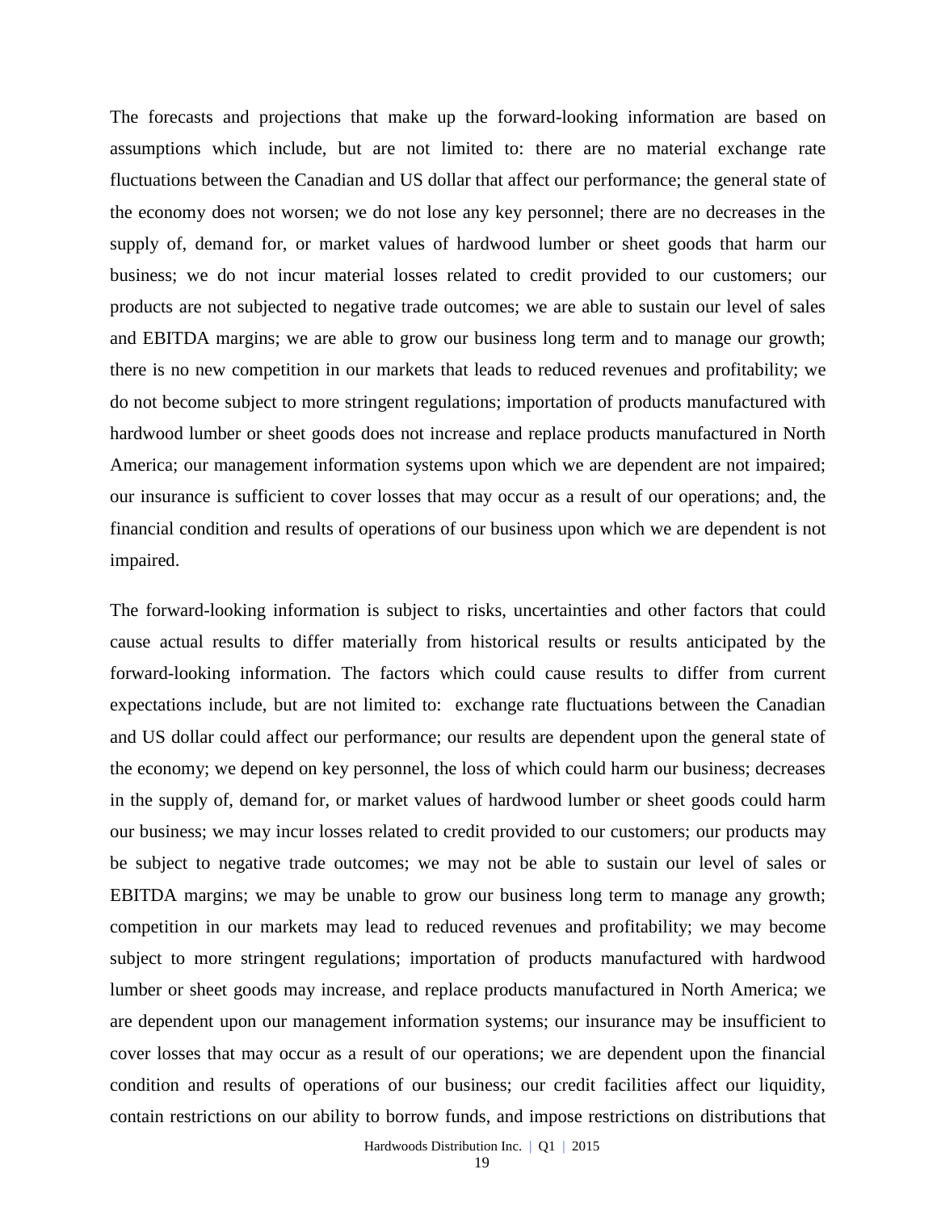The forecasts and projections that make up the forward-looking information are based on assumptions which include, but are not limited to: there are no material exchange rate fluctuations between the Canadian and US dollar that affect our performance; the general state of the economy does not worsen; we do not lose any key personnel; there are no decreases in the supply of, demand for, or market values of hardwood lumber or sheet goods that harm our business; we do not incur material losses related to credit provided to our customers; our products are not subjected to negative trade outcomes; we are able to sustain our level of sales and EBITDA margins; we are able to grow our business long term and to manage our growth; there is no new competition in our markets that leads to reduced revenues and profitability; we do not become subject to more stringent regulations; importation of products manufactured with hardwood lumber or sheet goods does not increase and replace products manufactured in North America; our management information systems upon which we are dependent are not impaired; our insurance is sufficient to cover losses that may occur as a result of our operations; and, the financial condition and results of operations of our business upon which we are dependent is not impaired.

The forward-looking information is subject to risks, uncertainties and other factors that could cause actual results to differ materially from historical results or results anticipated by the forward-looking information. The factors which could cause results to differ from current expectations include, but are not limited to: exchange rate fluctuations between the Canadian and US dollar could affect our performance; our results are dependent upon the general state of the economy; we depend on key personnel, the loss of which could harm our business; decreases in the supply of, demand for, or market values of hardwood lumber or sheet goods could harm our business; we may incur losses related to credit provided to our customers; our products may be subject to negative trade outcomes; we may not be able to sustain our level of sales or EBITDA margins; we may be unable to grow our business long term to manage any growth; competition in our markets may lead to reduced revenues and profitability; we may become subject to more stringent regulations; importation of products manufactured with hardwood lumber or sheet goods may increase, and replace products manufactured in North America; we are dependent upon our management information systems; our insurance may be insufficient to cover losses that may occur as a result of our operations; we are dependent upon the financial condition and results of operations of our business; our credit facilities affect our liquidity, contain restrictions on our ability to borrow funds, and impose restrictions on distributions that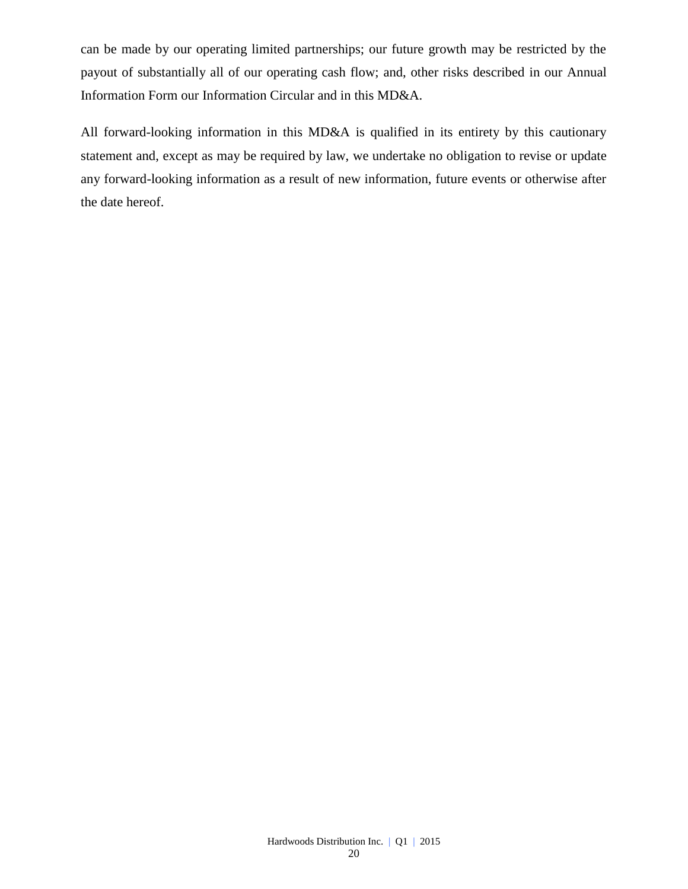can be made by our operating limited partnerships; our future growth may be restricted by the payout of substantially all of our operating cash flow; and, other risks described in our Annual Information Form our Information Circular and in this MD&A.

All forward-looking information in this MD&A is qualified in its entirety by this cautionary statement and, except as may be required by law, we undertake no obligation to revise or update any forward-looking information as a result of new information, future events or otherwise after the date hereof.